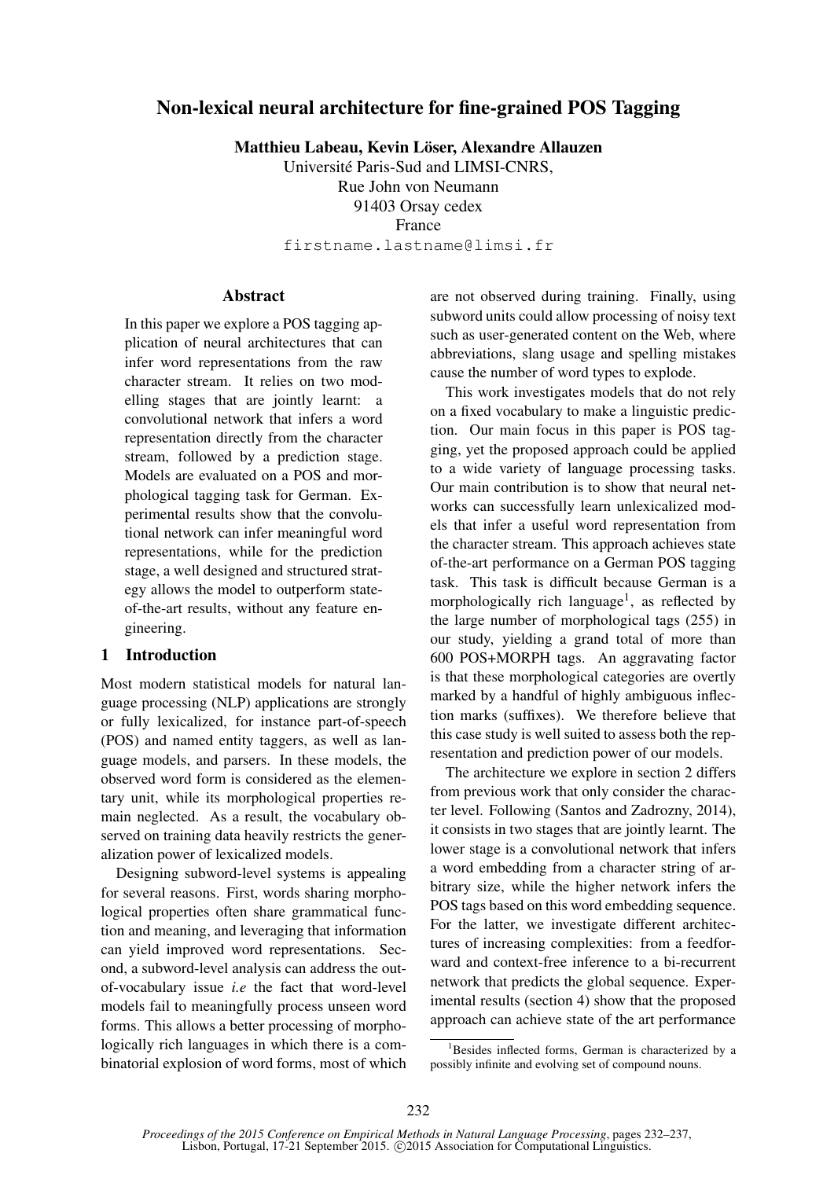# Non-lexical neural architecture for fine-grained POS Tagging

**Matthieu Labeau, Kevin Löser, Alexandre Allauzen**

Université Paris-Sud and LIMSI-CNRS,
Rue John von Neumann
91403 Orsay cedex
France

firstname.lastname@limsi.fr

## Abstract

In this paper we explore a POS tagging application of neural architectures that can infer word representations from the raw character stream. It relies on two modelling stages that are jointly learnt: a convolutional network that infers a word representation directly from the character stream, followed by a prediction stage. Models are evaluated on a POS and morphological tagging task for German. Experimental results show that the convolutional network can infer meaningful word representations, while for the prediction stage, a well designed and structured strategy allows the model to outperform state-of-the-art results, without any feature engineering.

## 1 Introduction

Most modern statistical models for natural language processing (NLP) applications are strongly or fully lexicalized, for instance part-of-speech (POS) and named entity taggers, as well as language models, and parsers. In these models, the observed word form is considered as the elementary unit, while its morphological properties remain neglected. As a result, the vocabulary observed on training data heavily restricts the generalization power of lexicalized models.

Designing subword-level systems is appealing for several reasons. First, words sharing morphological properties often share grammatical function and meaning, and leveraging that information can yield improved word representations. Second, a subword-level analysis can address the out-of-vocabulary issue *i.e* the fact that word-level models fail to meaningfully process unseen word forms. This allows a better processing of morphologically rich languages in which there is a combinatorial explosion of word forms, most of which are not observed during training. Finally, using subword units could allow processing of noisy text such as user-generated content on the Web, where abbreviations, slang usage and spelling mistakes cause the number of word types to explode.

This work investigates models that do not rely on a fixed vocabulary to make a linguistic prediction. Our main focus in this paper is POS tagging, yet the proposed approach could be applied to a wide variety of language processing tasks. Our main contribution is to show that neural networks can successfully learn unlexicalized models that infer a useful word representation from the character stream. This approach achieves state of-the-art performance on a German POS tagging task. This task is difficult because German is a morphologically rich language[1], as reflected by the large number of morphological tags (255) in our study, yielding a grand total of more than 600 POS+MORPH tags. An aggravating factor is that these morphological categories are overtly marked by a handful of highly ambiguous inflection marks (suffixes). We therefore believe that this case study is well suited to assess both the representation and prediction power of our models.

The architecture we explore in section 2 differs from previous work that only consider the character level. Following (Santos and Zadrozny, 2014), it consists in two stages that are jointly learnt. The lower stage is a convolutional network that infers a word embedding from a character string of arbitrary size, while the higher network infers the POS tags based on this word embedding sequence. For the latter, we investigate different architectures of increasing complexities: from a feedforward and context-free inference to a bi-recurrent network that predicts the global sequence. Experimental results (section 4) show that the proposed approach can achieve state of the art performance

[1] Besides inflected forms, German is characterized by a possibly infinite and evolving set of compound nouns.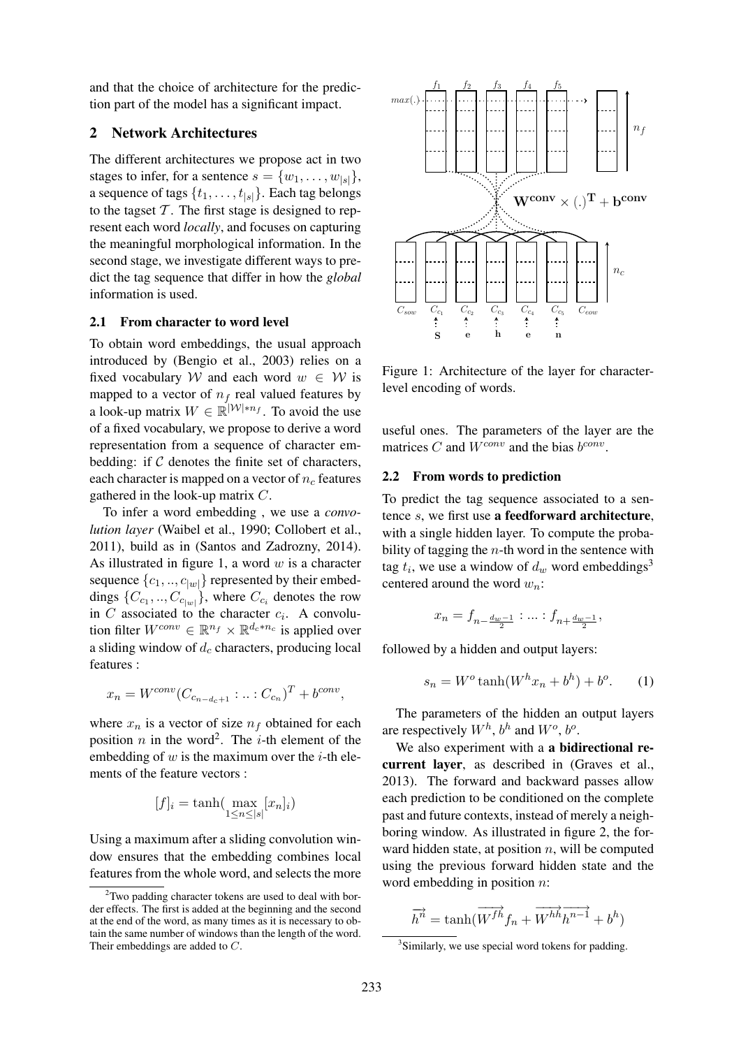and that the choice of architecture for the prediction part of the model has a significant impact.

## 2 Network Architectures

The different architectures we propose act in two stages to infer, for a sentence $s = \{w_1, \ldots, w_{|s|}\}$, a sequence of tags $\{t_1, \ldots, t_{|s|}\}$. Each tag belongs to the tagset $\mathcal{T}$. The first stage is designed to represent each word *locally*, and focuses on capturing the meaningful morphological information. In the second stage, we investigate different ways to predict the tag sequence that differ in how the *global* information is used.

### 2.1 From character to word level

To obtain word embeddings, the usual approach introduced by (Bengio et al., 2003) relies on a fixed vocabulary $\mathcal{W}$ and each word $w \in \mathcal{W}$ is mapped to a vector of $n_f$ real valued features by a look-up matrix $W \in \mathbb{R}^{|\mathcal{W}|*n_f}$. To avoid the use of a fixed vocabulary, we propose to derive a word representation from a sequence of character embedding: if $\mathcal{C}$ denotes the finite set of characters, each character is mapped on a vector of $n_c$ features gathered in the look-up matrix $C$.

To infer a word embedding , we use a *convolution layer* (Waibel et al., 1990; Collobert et al., 2011), build as in (Santos and Zadrozny, 2014). As illustrated in figure 1, a word $w$ is a character sequence $\{c_1, .., c_{|w|}\}$ represented by their embeddings $\{C_{c_1}, .., C_{c_{|w|}}\}$, where $C_{c_i}$ denotes the row in $C$ associated to the character $c_i$. A convolution filter $W^{conv} \in \mathbb{R}^{n_f} \times \mathbb{R}^{d_c * n_c}$ is applied over a sliding window of $d_c$ characters, producing local features :

$$x_n = W^{conv}(C_{c_{n-d_c+1}} : .. : C_{c_n})^T + b^{conv},$$

where $x_n$ is a vector of size $n_f$ obtained for each position $n$ in the word[2]. The $i$-th element of the embedding of $w$ is the maximum over the $i$-th elements of the feature vectors :

$$[f]_i = \tanh(\max_{1 \leq n \leq |s|}[x_n]_i)$$

Using a maximum after a sliding convolution window ensures that the embedding combines local features from the whole word, and selects the more useful ones. The parameters of the layer are the matrices $C$ and $W^{conv}$ and the bias $b^{conv}$.

Figure 1: Architecture of the layer for character-level encoding of words.

### 2.2 From words to prediction

To predict the tag sequence associated to a sentence $s$, we first use **a feedforward architecture**, with a single hidden layer. To compute the probability of tagging the $n$-th word in the sentence with tag $t_i$, we use a window of $d_w$ word embeddings[3] centered around the word $w_n$:

$$x_n = f_{n-\frac{d_w-1}{2}} : ... : f_{n+\frac{d_w-1}{2}},$$

followed by a hidden and output layers:

$$s_n = W^o \tanh(W^h x_n + b^h) + b^o. \qquad (1)$$

The parameters of the hidden an output layers are respectively $W^h$, $b^h$ and $W^o$, $b^o$.

We also experiment with a **a bidirectional recurrent layer**, as described in (Graves et al., 2013). The forward and backward passes allow each prediction to be conditioned on the complete past and future contexts, instead of merely a neighboring window. As illustrated in figure 2, the forward hidden state, at position $n$, will be computed using the previous forward hidden state and the word embedding in position $n$:

$$\overrightarrow{h^n} = \tanh(\overrightarrow{W^{fh}} f_n + \overrightarrow{W^{hh}} \overrightarrow{h^{n-1}} + b^h)$$

[2] Two padding character tokens are used to deal with border effects. The first is added at the beginning and the second at the end of the word, as many times as it is necessary to obtain the same number of windows than the length of the word. Their embeddings are added to $C$.

[3] Similarly, we use special word tokens for padding.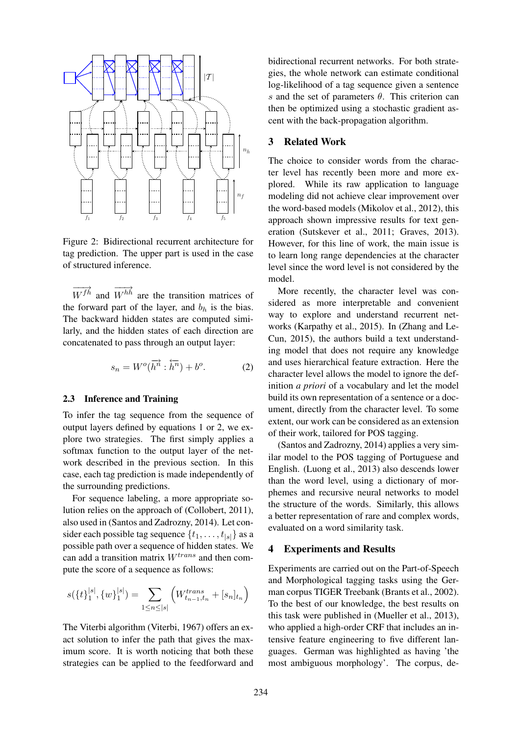Figure 2: Bidirectional recurrent architecture for tag prediction. The upper part is used in the case of structured inference.

$\overrightarrow{W^{fh}}$ and $\overrightarrow{W^{hh}}$ are the transition matrices of the forward part of the layer, and $b_h$ is the bias. The backward hidden states are computed similarly, and the hidden states of each direction are concatenated to pass through an output layer:

$$s_n = W^o(\overrightarrow{h^n} : \overleftarrow{h^n}) + b^o. \quad (2)$$

### 2.3 Inference and Training

To infer the tag sequence from the sequence of output layers defined by equations 1 or 2, we explore two strategies. The first simply applies a softmax function to the output layer of the network described in the previous section. In this case, each tag prediction is made independently of the surrounding predictions.

For sequence labeling, a more appropriate solution relies on the approach of (Collobert, 2011), also used in (Santos and Zadrozny, 2014). Let consider each possible tag sequence $\{t_1, \ldots, t_{|s|}\}$ as a possible path over a sequence of hidden states. We can add a transition matrix $W^{trans}$ and then compute the score of a sequence as follows:

$$s(\{t\}_1^{|s|}, \{w\}_1^{|s|}) = \sum_{1 \leq n \leq |s|} \left( W^{trans}_{t_{n-1}, t_n} + [s_n]_{t_n} \right)$$

The Viterbi algorithm (Viterbi, 1967) offers an exact solution to infer the path that gives the maximum score. It is worth noticing that both these strategies can be applied to the feedforward and bidirectional recurrent networks. For both strategies, the whole network can estimate conditional log-likelihood of a tag sequence given a sentence $s$ and the set of parameters $\theta$. This criterion can then be optimized using a stochastic gradient ascent with the back-propagation algorithm.

## 3 Related Work

The choice to consider words from the character level has recently been more and more explored. While its raw application to language modeling did not achieve clear improvement over the word-based models (Mikolov et al., 2012), this approach shown impressive results for text generation (Sutskever et al., 2011; Graves, 2013). However, for this line of work, the main issue is to learn long range dependencies at the character level since the word level is not considered by the model.

More recently, the character level was considered as more interpretable and convenient way to explore and understand recurrent networks (Karpathy et al., 2015). In (Zhang and LeCun, 2015), the authors build a text understanding model that does not require any knowledge and uses hierarchical feature extraction. Here the character level allows the model to ignore the definition *a priori* of a vocabulary and let the model build its own representation of a sentence or a document, directly from the character level. To some extent, our work can be considered as an extension of their work, tailored for POS tagging.

(Santos and Zadrozny, 2014) applies a very similar model to the POS tagging of Portuguese and English. (Luong et al., 2013) also descends lower than the word level, using a dictionary of morphemes and recursive neural networks to model the structure of the words. Similarly, this allows a better representation of rare and complex words, evaluated on a word similarity task.

## 4 Experiments and Results

Experiments are carried out on the Part-of-Speech and Morphological tagging tasks using the German corpus TIGER Treebank (Brants et al., 2002). To the best of our knowledge, the best results on this task were published in (Mueller et al., 2013), who applied a high-order CRF that includes an intensive feature engineering to five different languages. German was highlighted as having 'the most ambiguous morphology'. The corpus, de-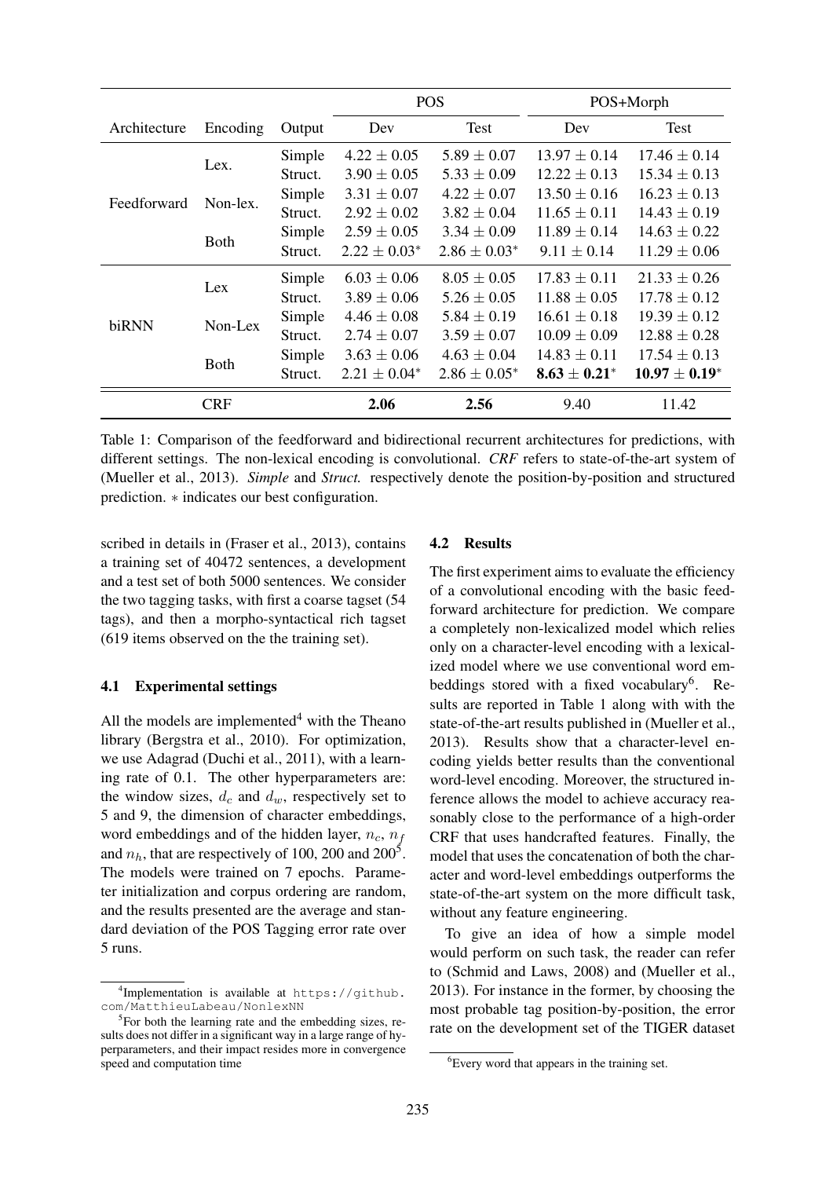| Architecture | Encoding | Output | POS Dev | POS Test | POS+Morph Dev | POS+Morph Test |
|---|---|---|---|---|---|---|
| Feedforward | Lex. | Simple | $4.22 \pm 0.05$ | $5.89 \pm 0.07$ | $13.97 \pm 0.14$ | $17.46 \pm 0.14$ |
| | | Struct. | $3.90 \pm 0.05$ | $5.33 \pm 0.09$ | $12.22 \pm 0.13$ | $15.34 \pm 0.13$ |
| | Non-lex. | Simple | $3.31 \pm 0.07$ | $4.22 \pm 0.07$ | $13.50 \pm 0.16$ | $16.23 \pm 0.13$ |
| | | Struct. | $2.92 \pm 0.02$ | $3.82 \pm 0.04$ | $11.65 \pm 0.11$ | $14.43 \pm 0.19$ |
| | Both | Simple | $2.59 \pm 0.05$ | $3.34 \pm 0.09$ | $11.89 \pm 0.14$ | $14.63 \pm 0.22$ |
| | | Struct. | $2.22 \pm 0.03^*$ | $2.86 \pm 0.03^*$ | $9.11 \pm 0.14$ | $11.29 \pm 0.06$ |
| biRNN | Lex | Simple | $6.03 \pm 0.06$ | $8.05 \pm 0.05$ | $17.83 \pm 0.11$ | $21.33 \pm 0.26$ |
| | | Struct. | $3.89 \pm 0.06$ | $5.26 \pm 0.05$ | $11.88 \pm 0.05$ | $17.78 \pm 0.12$ |
| | Non-Lex | Simple | $4.46 \pm 0.08$ | $5.84 \pm 0.19$ | $16.61 \pm 0.18$ | $19.39 \pm 0.12$ |
| | | Struct. | $2.74 \pm 0.07$ | $3.59 \pm 0.07$ | $10.09 \pm 0.09$ | $12.88 \pm 0.28$ |
| | Both | Simple | $3.63 \pm 0.06$ | $4.63 \pm 0.04$ | $14.83 \pm 0.11$ | $17.54 \pm 0.13$ |
| | | Struct. | $2.21 \pm 0.04^*$ | $2.86 \pm 0.05^*$ | $\mathbf{8.63 \pm 0.21}^*$ | $\mathbf{10.97 \pm 0.19}^*$ |
| CRF | | | **2.06** | **2.56** | 9.40 | 11.42 |

Table 1: Comparison of the feedforward and bidirectional recurrent architectures for predictions, with different settings. The non-lexical encoding is convolutional. *CRF* refers to state-of-the-art system of (Mueller et al., 2013). *Simple* and *Struct.* respectively denote the position-by-position and structured prediction. $*$ indicates our best configuration.

scribed in details in (Fraser et al., 2013), contains a training set of 40472 sentences, a development and a test set of both 5000 sentences. We consider the two tagging tasks, with first a coarse tagset (54 tags), and then a morpho-syntactical rich tagset (619 items observed on the the training set).

### 4.1 Experimental settings

All the models are implemented[4] with the Theano library (Bergstra et al., 2010). For optimization, we use Adagrad (Duchi et al., 2011), with a learning rate of 0.1. The other hyperparameters are: the window sizes, $d_c$ and $d_w$, respectively set to 5 and 9, the dimension of character embeddings, word embeddings and of the hidden layer, $n_c$, $n_f$ and $n_h$, that are respectively of 100, 200 and 200[5]. The models were trained on 7 epochs. Parameter initialization and corpus ordering are random, and the results presented are the average and standard deviation of the POS Tagging error rate over 5 runs.

### 4.2 Results

The first experiment aims to evaluate the efficiency of a convolutional encoding with the basic feedforward architecture for prediction. We compare a completely non-lexicalized model which relies only on a character-level encoding with a lexicalized model where we use conventional word embeddings stored with a fixed vocabulary[6]. Results are reported in Table 1 along with with the state-of-the-art results published in (Mueller et al., 2013). Results show that a character-level encoding yields better results than the conventional word-level encoding. Moreover, the structured inference allows the model to achieve accuracy reasonably close to the performance of a high-order CRF that uses handcrafted features. Finally, the model that uses the concatenation of both the character and word-level embeddings outperforms the state-of-the-art system on the more difficult task, without any feature engineering.

To give an idea of how a simple model would perform on such task, the reader can refer to (Schmid and Laws, 2008) and (Mueller et al., 2013). For instance in the former, by choosing the most probable tag position-by-position, the error rate on the development set of the TIGER dataset

[4] Implementation is available at https://github.com/MatthieuLabeau/NonlexNN

[5] For both the learning rate and the embedding sizes, results does not differ in a significant way in a large range of hyperparameters, and their impact resides more in convergence speed and computation time

[6] Every word that appears in the training set.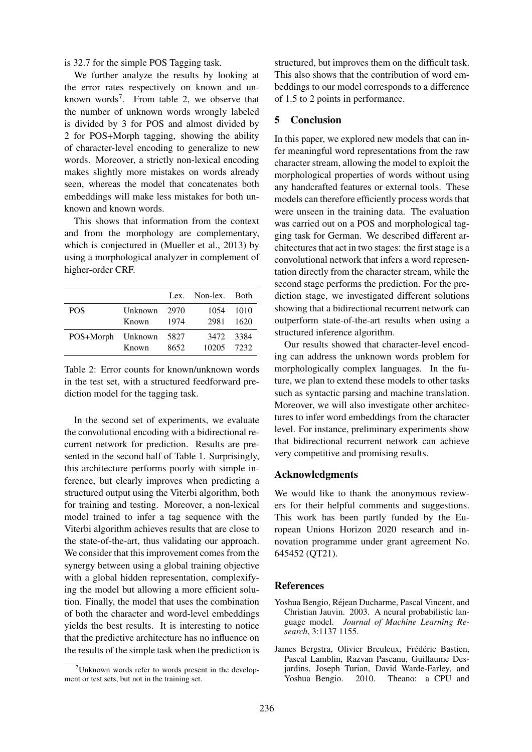is 32.7 for the simple POS Tagging task.

We further analyze the results by looking at the error rates respectively on known and unknown words[7]. From table 2, we observe that the number of unknown words wrongly labeled is divided by 3 for POS and almost divided by 2 for POS+Morph tagging, showing the ability of character-level encoding to generalize to new words. Moreover, a strictly non-lexical encoding makes slightly more mistakes on words already seen, whereas the model that concatenates both embeddings will make less mistakes for both unknown and known words.

This shows that information from the context and from the morphology are complementary, which is conjectured in (Mueller et al., 2013) by using a morphological analyzer in complement of higher-order CRF.

| | | Lex. | Non-lex. | Both |
|---|---|---|---|---|
| POS | Unknown | 2970 | 1054 | 1010 |
| | Known | 1974 | 2981 | 1620 |
| POS+Morph | Unknown | 5827 | 3472 | 3384 |
| | Known | 8652 | 10205 | 7232 |

Table 2: Error counts for known/unknown words in the test set, with a structured feedforward prediction model for the tagging task.

In the second set of experiments, we evaluate the convolutional encoding with a bidirectional recurrent network for prediction. Results are presented in the second half of Table 1. Surprisingly, this architecture performs poorly with simple inference, but clearly improves when predicting a structured output using the Viterbi algorithm, both for training and testing. Moreover, a non-lexical model trained to infer a tag sequence with the Viterbi algorithm achieves results that are close to the state-of-the-art, thus validating our approach. We consider that this improvement comes from the synergy between using a global training objective with a global hidden representation, complexifying the model but allowing a more efficient solution. Finally, the model that uses the combination of both the character and word-level embeddings yields the best results. It is interesting to notice that the predictive architecture has no influence on the results of the simple task when the prediction is structured, but improves them on the difficult task. This also shows that the contribution of word embeddings to our model corresponds to a difference of 1.5 to 2 points in performance.

[7]Unknown words refer to words present in the development or test sets, but not in the training set.

## 5 Conclusion

In this paper, we explored new models that can infer meaningful word representations from the raw character stream, allowing the model to exploit the morphological properties of words without using any handcrafted features or external tools. These models can therefore efficiently process words that were unseen in the training data. The evaluation was carried out on a POS and morphological tagging task for German. We described different architectures that act in two stages: the first stage is a convolutional network that infers a word representation directly from the character stream, while the second stage performs the prediction. For the prediction stage, we investigated different solutions showing that a bidirectional recurrent network can outperform state-of-the-art results when using a structured inference algorithm.

Our results showed that character-level encoding can address the unknown words problem for morphologically complex languages. In the future, we plan to extend these models to other tasks such as syntactic parsing and machine translation. Moreover, we will also investigate other architectures to infer word embeddings from the character level. For instance, preliminary experiments show that bidirectional recurrent network can achieve very competitive and promising results.

## Acknowledgments

We would like to thank the anonymous reviewers for their helpful comments and suggestions. This work has been partly funded by the European Unions Horizon 2020 research and innovation programme under grant agreement No. 645452 (QT21).

## References

Yoshua Bengio, Réjean Ducharme, Pascal Vincent, and Christian Jauvin. 2003. A neural probabilistic language model. *Journal of Machine Learning Research*, 3:1137 1155.

James Bergstra, Olivier Breuleux, Frédéric Bastien, Pascal Lamblin, Razvan Pascanu, Guillaume Desjardins, Joseph Turian, David Warde-Farley, and Yoshua Bengio. 2010. Theano: a CPU and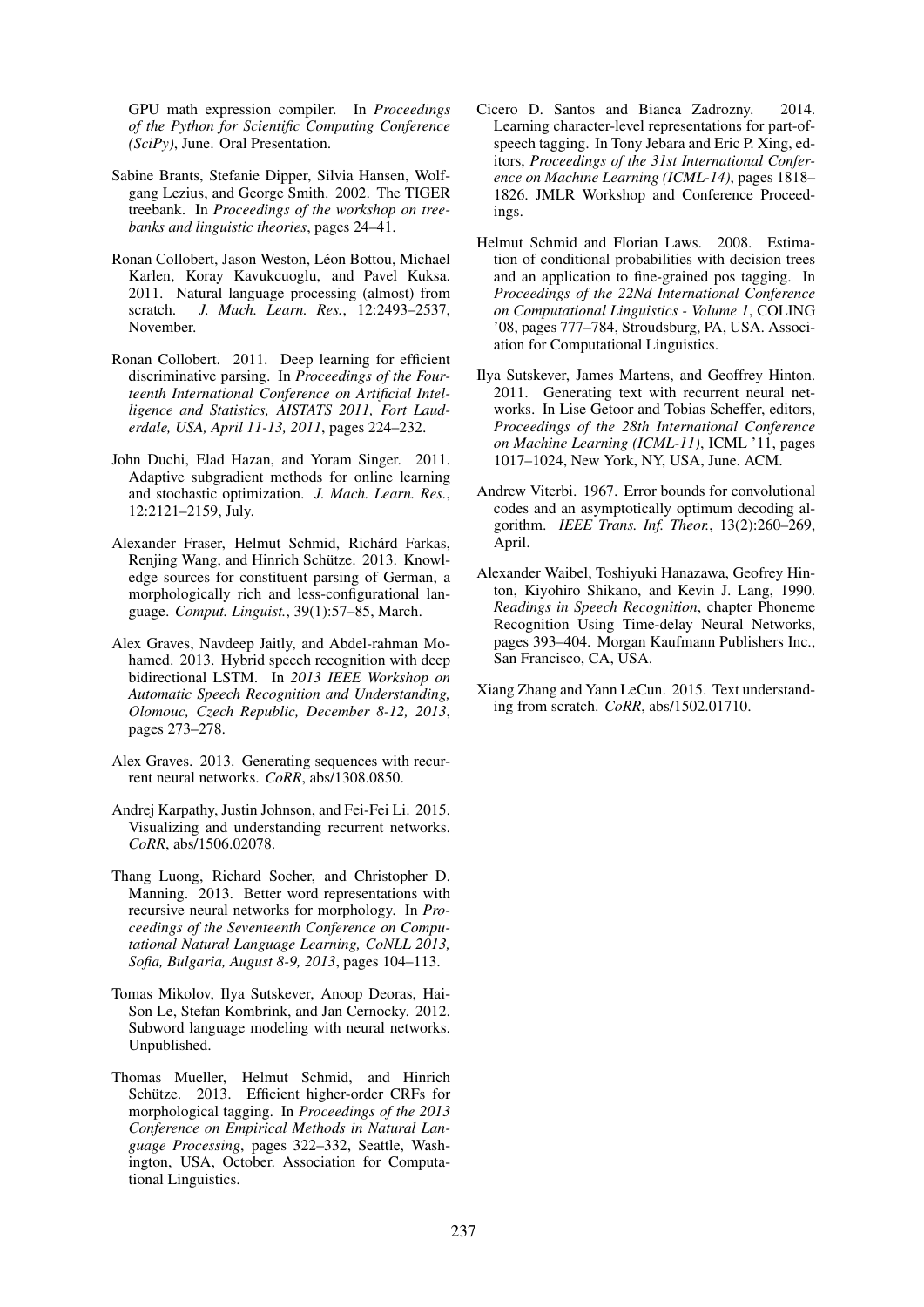GPU math expression compiler. In *Proceedings of the Python for Scientific Computing Conference (SciPy)*, June. Oral Presentation.

Sabine Brants, Stefanie Dipper, Silvia Hansen, Wolfgang Lezius, and George Smith. 2002. The TIGER treebank. In *Proceedings of the workshop on treebanks and linguistic theories*, pages 24–41.

Ronan Collobert, Jason Weston, Léon Bottou, Michael Karlen, Koray Kavukcuoglu, and Pavel Kuksa. 2011. Natural language processing (almost) from scratch. *J. Mach. Learn. Res.*, 12:2493–2537, November.

Ronan Collobert. 2011. Deep learning for efficient discriminative parsing. In *Proceedings of the Fourteenth International Conference on Artificial Intelligence and Statistics, AISTATS 2011, Fort Lauderdale, USA, April 11-13, 2011*, pages 224–232.

John Duchi, Elad Hazan, and Yoram Singer. 2011. Adaptive subgradient methods for online learning and stochastic optimization. *J. Mach. Learn. Res.*, 12:2121–2159, July.

Alexander Fraser, Helmut Schmid, Richárd Farkas, Renjing Wang, and Hinrich Schütze. 2013. Knowledge sources for constituent parsing of German, a morphologically rich and less-configurational language. *Comput. Linguist.*, 39(1):57–85, March.

Alex Graves, Navdeep Jaitly, and Abdel-rahman Mohamed. 2013. Hybrid speech recognition with deep bidirectional LSTM. In *2013 IEEE Workshop on Automatic Speech Recognition and Understanding, Olomouc, Czech Republic, December 8-12, 2013*, pages 273–278.

Alex Graves. 2013. Generating sequences with recurrent neural networks. *CoRR*, abs/1308.0850.

Andrej Karpathy, Justin Johnson, and Fei-Fei Li. 2015. Visualizing and understanding recurrent networks. *CoRR*, abs/1506.02078.

Thang Luong, Richard Socher, and Christopher D. Manning. 2013. Better word representations with recursive neural networks for morphology. In *Proceedings of the Seventeenth Conference on Computational Natural Language Learning, CoNLL 2013, Sofia, Bulgaria, August 8-9, 2013*, pages 104–113.

Tomas Mikolov, Ilya Sutskever, Anoop Deoras, Hai-Son Le, Stefan Kombrink, and Jan Cernocky. 2012. Subword language modeling with neural networks. Unpublished.

Thomas Mueller, Helmut Schmid, and Hinrich Schütze. 2013. Efficient higher-order CRFs for morphological tagging. In *Proceedings of the 2013 Conference on Empirical Methods in Natural Language Processing*, pages 322–332, Seattle, Washington, USA, October. Association for Computational Linguistics.

Cicero D. Santos and Bianca Zadrozny. 2014. Learning character-level representations for part-of-speech tagging. In Tony Jebara and Eric P. Xing, editors, *Proceedings of the 31st International Conference on Machine Learning (ICML-14)*, pages 1818–1826. JMLR Workshop and Conference Proceedings.

Helmut Schmid and Florian Laws. 2008. Estimation of conditional probabilities with decision trees and an application to fine-grained pos tagging. In *Proceedings of the 22Nd International Conference on Computational Linguistics - Volume 1*, COLING '08, pages 777–784, Stroudsburg, PA, USA. Association for Computational Linguistics.

Ilya Sutskever, James Martens, and Geoffrey Hinton. 2011. Generating text with recurrent neural networks. In Lise Getoor and Tobias Scheffer, editors, *Proceedings of the 28th International Conference on Machine Learning (ICML-11)*, ICML '11, pages 1017–1024, New York, NY, USA, June. ACM.

Andrew Viterbi. 1967. Error bounds for convolutional codes and an asymptotically optimum decoding algorithm. *IEEE Trans. Inf. Theor.*, 13(2):260–269, April.

Alexander Waibel, Toshiyuki Hanazawa, Geofrey Hinton, Kiyohiro Shikano, and Kevin J. Lang, 1990. *Readings in Speech Recognition*, chapter Phoneme Recognition Using Time-delay Neural Networks, pages 393–404. Morgan Kaufmann Publishers Inc., San Francisco, CA, USA.

Xiang Zhang and Yann LeCun. 2015. Text understanding from scratch. *CoRR*, abs/1502.01710.